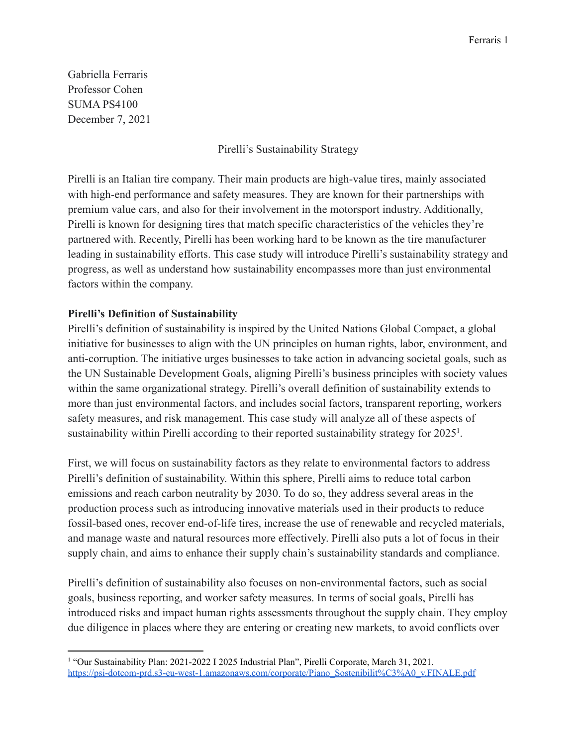Gabriella Ferraris
Professor Cohen
SUMA PS4100
December 7, 2021

# Pirelli's Sustainability Strategy

Pirelli is an Italian tire company. Their main products are high-value tires, mainly associated with high-end performance and safety measures. They are known for their partnerships with premium value cars, and also for their involvement in the motorsport industry. Additionally, Pirelli is known for designing tires that match specific characteristics of the vehicles they're partnered with. Recently, Pirelli has been working hard to be known as the tire manufacturer leading in sustainability efforts. This case study will introduce Pirelli's sustainability strategy and progress, as well as understand how sustainability encompasses more than just environmental factors within the company.

## Pirelli's Definition of Sustainability

Pirelli's definition of sustainability is inspired by the United Nations Global Compact, a global initiative for businesses to align with the UN principles on human rights, labor, environment, and anti-corruption. The initiative urges businesses to take action in advancing societal goals, such as the UN Sustainable Development Goals, aligning Pirelli's business principles with society values within the same organizational strategy. Pirelli's overall definition of sustainability extends to more than just environmental factors, and includes social factors, transparent reporting, workers safety measures, and risk management. This case study will analyze all of these aspects of sustainability within Pirelli according to their reported sustainability strategy for 2025[1].

First, we will focus on sustainability factors as they relate to environmental factors to address Pirelli's definition of sustainability. Within this sphere, Pirelli aims to reduce total carbon emissions and reach carbon neutrality by 2030. To do so, they address several areas in the production process such as introducing innovative materials used in their products to reduce fossil-based ones, recover end-of-life tires, increase the use of renewable and recycled materials, and manage waste and natural resources more effectively. Pirelli also puts a lot of focus in their supply chain, and aims to enhance their supply chain's sustainability standards and compliance.

Pirelli's definition of sustainability also focuses on non-environmental factors, such as social goals, business reporting, and worker safety measures. In terms of social goals, Pirelli has introduced risks and impact human rights assessments throughout the supply chain. They employ due diligence in places where they are entering or creating new markets, to avoid conflicts over

---

[1] "Our Sustainability Plan: 2021-2022 I 2025 Industrial Plan", Pirelli Corporate, March 31, 2021. https://psi-dotcom-prd.s3-eu-west-1.amazonaws.com/corporate/Piano_Sostenibilit%C3%A0_v.FINALE.pdf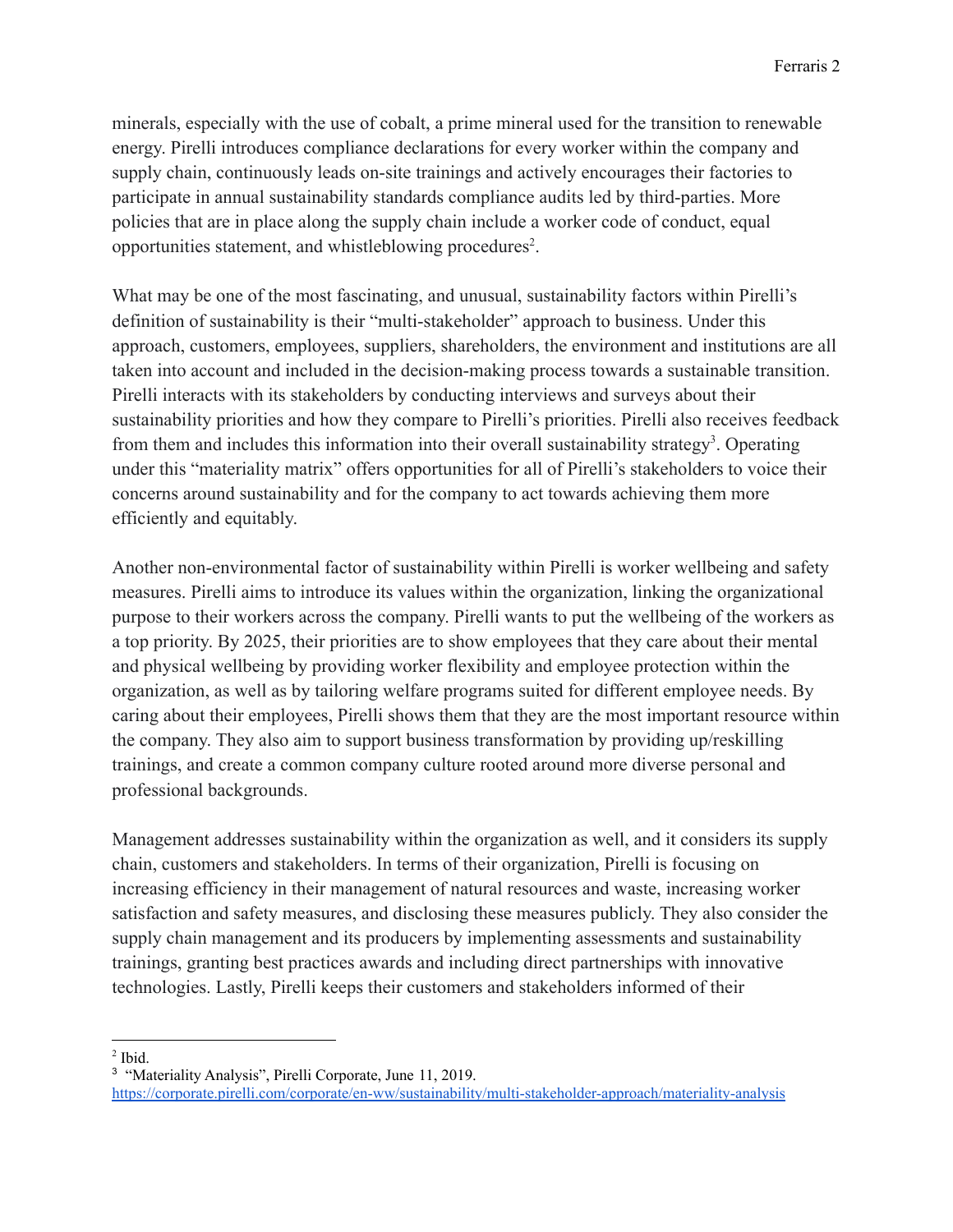minerals, especially with the use of cobalt, a prime mineral used for the transition to renewable energy. Pirelli introduces compliance declarations for every worker within the company and supply chain, continuously leads on-site trainings and actively encourages their factories to participate in annual sustainability standards compliance audits led by third-parties. More policies that are in place along the supply chain include a worker code of conduct, equal opportunities statement, and whistleblowing procedures[2].

What may be one of the most fascinating, and unusual, sustainability factors within Pirelli's definition of sustainability is their "multi-stakeholder" approach to business. Under this approach, customers, employees, suppliers, shareholders, the environment and institutions are all taken into account and included in the decision-making process towards a sustainable transition. Pirelli interacts with its stakeholders by conducting interviews and surveys about their sustainability priorities and how they compare to Pirelli's priorities. Pirelli also receives feedback from them and includes this information into their overall sustainability strategy[3]. Operating under this "materiality matrix" offers opportunities for all of Pirelli's stakeholders to voice their concerns around sustainability and for the company to act towards achieving them more efficiently and equitably.

Another non-environmental factor of sustainability within Pirelli is worker wellbeing and safety measures. Pirelli aims to introduce its values within the organization, linking the organizational purpose to their workers across the company. Pirelli wants to put the wellbeing of the workers as a top priority. By 2025, their priorities are to show employees that they care about their mental and physical wellbeing by providing worker flexibility and employee protection within the organization, as well as by tailoring welfare programs suited for different employee needs. By caring about their employees, Pirelli shows them that they are the most important resource within the company. They also aim to support business transformation by providing up/reskilling trainings, and create a common company culture rooted around more diverse personal and professional backgrounds.

Management addresses sustainability within the organization as well, and it considers its supply chain, customers and stakeholders. In terms of their organization, Pirelli is focusing on increasing efficiency in their management of natural resources and waste, increasing worker satisfaction and safety measures, and disclosing these measures publicly. They also consider the supply chain management and its producers by implementing assessments and sustainability trainings, granting best practices awards and including direct partnerships with innovative technologies. Lastly, Pirelli keeps their customers and stakeholders informed of their

---

[2] Ibid.

[3] "Materiality Analysis", Pirelli Corporate, June 11, 2019. https://corporate.pirelli.com/corporate/en-ww/sustainability/multi-stakeholder-approach/materiality-analysis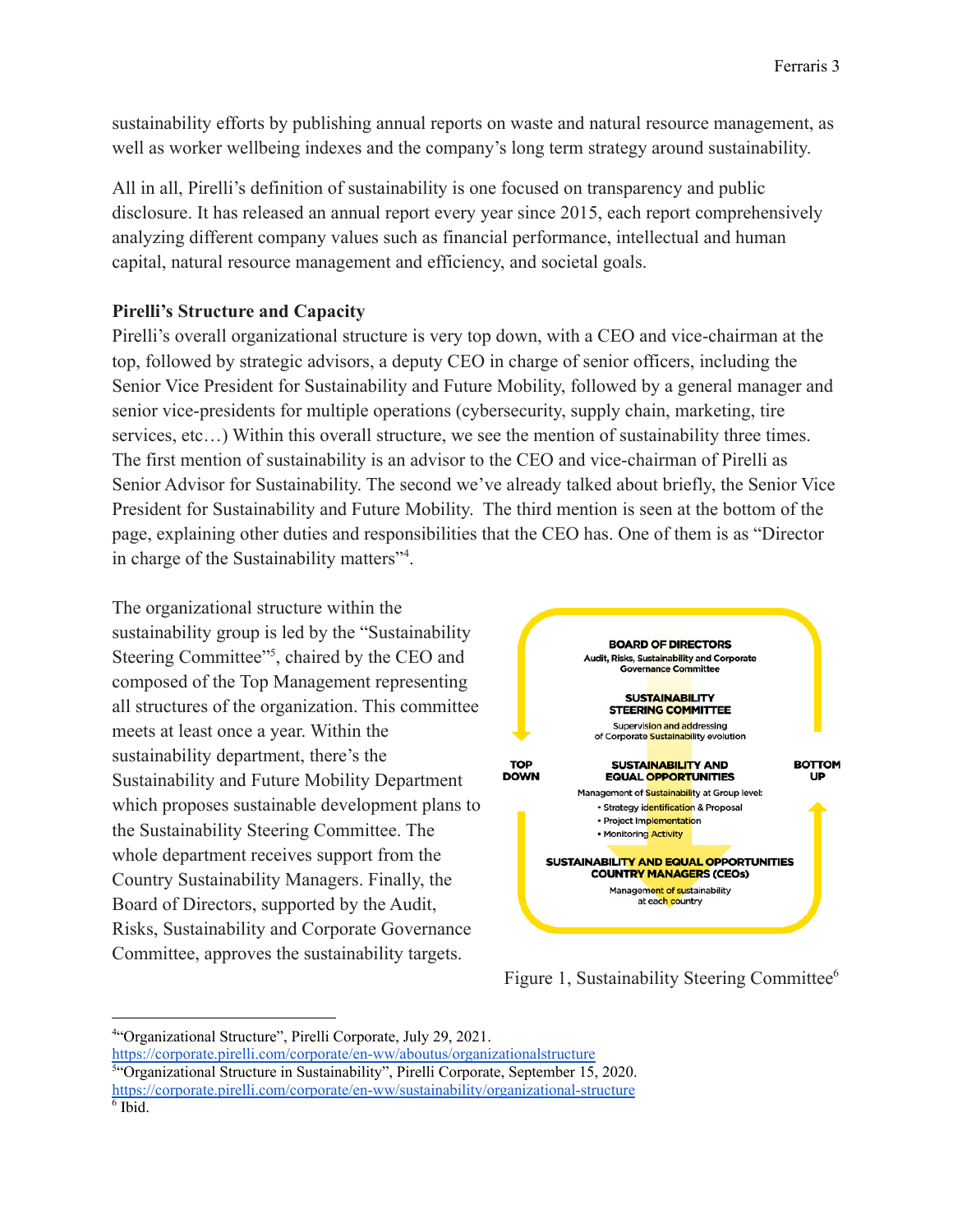sustainability efforts by publishing annual reports on waste and natural resource management, as well as worker wellbeing indexes and the company's long term strategy around sustainability.

All in all, Pirelli's definition of sustainability is one focused on transparency and public disclosure. It has released an annual report every year since 2015, each report comprehensively analyzing different company values such as financial performance, intellectual and human capital, natural resource management and efficiency, and societal goals.

**Pirelli's Structure and Capacity**

Pirelli's overall organizational structure is very top down, with a CEO and vice-chairman at the top, followed by strategic advisors, a deputy CEO in charge of senior officers, including the Senior Vice President for Sustainability and Future Mobility, followed by a general manager and senior vice-presidents for multiple operations (cybersecurity, supply chain, marketing, tire services, etc…) Within this overall structure, we see the mention of sustainability three times. The first mention of sustainability is an advisor to the CEO and vice-chairman of Pirelli as Senior Advisor for Sustainability. The second we've already talked about briefly, the Senior Vice President for Sustainability and Future Mobility. The third mention is seen at the bottom of the page, explaining other duties and responsibilities that the CEO has. One of them is as "Director in charge of the Sustainability matters"[4].

The organizational structure within the sustainability group is led by the "Sustainability Steering Committee"[5], chaired by the CEO and composed of the Top Management representing all structures of the organization. This committee meets at least once a year. Within the sustainability department, there's the Sustainability and Future Mobility Department which proposes sustainable development plans to the Sustainability Steering Committee. The whole department receives support from the Country Sustainability Managers. Finally, the Board of Directors, supported by the Audit, Risks, Sustainability and Corporate Governance Committee, approves the sustainability targets.

**BOARD OF DIRECTORS**
Audit, Risks, Sustainability and Corporate Governance Committee

**SUSTAINABILITY STEERING COMMITTEE**
Supervision and addressing of Corporate Sustainability evolution

**TOP DOWN** | **BOTTOM UP**

**SUSTAINABILITY AND EQUAL OPPORTUNITIES**
Management of Sustainability at Group level:
- Strategy identification & Proposal
- Project Implementation
- Monitoring Activity

**SUSTAINABILITY AND EQUAL OPPORTUNITIES COUNTRY MANAGERS (CEOs)**
Management of sustainability at each country

Figure 1, Sustainability Steering Committee[6]

---

[4] "Organizational Structure", Pirelli Corporate, July 29, 2021. https://corporate.pirelli.com/corporate/en-ww/aboutus/organizationalstructure

[5] "Organizational Structure in Sustainability", Pirelli Corporate, September 15, 2020. https://corporate.pirelli.com/corporate/en-ww/sustainability/organizational-structure

[6] Ibid.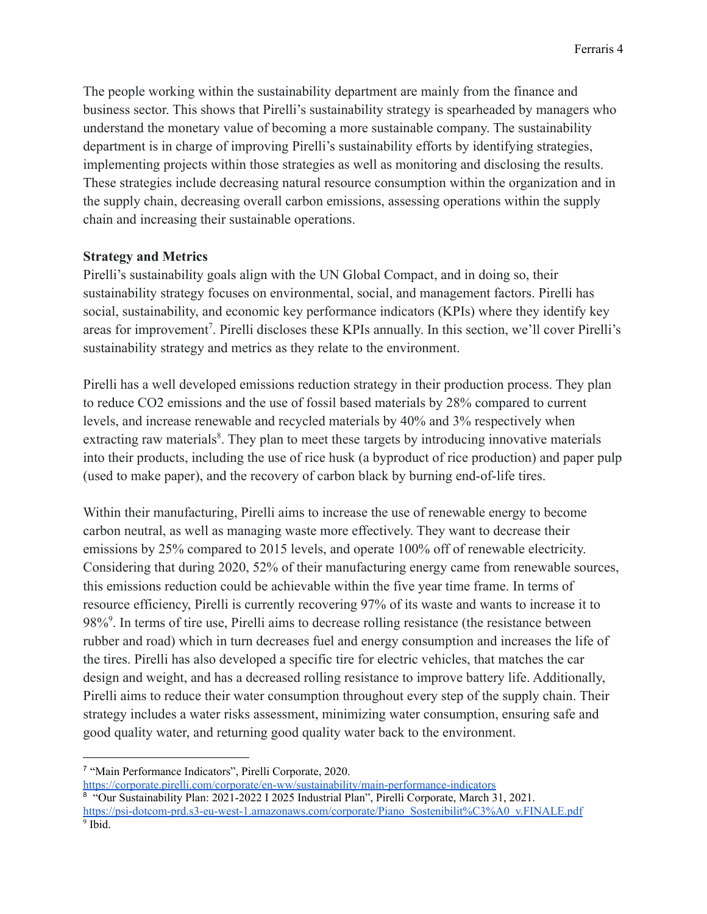The people working within the sustainability department are mainly from the finance and business sector. This shows that Pirelli's sustainability strategy is spearheaded by managers who understand the monetary value of becoming a more sustainable company. The sustainability department is in charge of improving Pirelli's sustainability efforts by identifying strategies, implementing projects within those strategies as well as monitoring and disclosing the results. These strategies include decreasing natural resource consumption within the organization and in the supply chain, decreasing overall carbon emissions, assessing operations within the supply chain and increasing their sustainable operations.

**Strategy and Metrics**

Pirelli's sustainability goals align with the UN Global Compact, and in doing so, their sustainability strategy focuses on environmental, social, and management factors. Pirelli has social, sustainability, and economic key performance indicators (KPIs) where they identify key areas for improvement[7]. Pirelli discloses these KPIs annually. In this section, we'll cover Pirelli's sustainability strategy and metrics as they relate to the environment.

Pirelli has a well developed emissions reduction strategy in their production process. They plan to reduce $CO_2$ emissions and the use of fossil based materials by 28% compared to current levels, and increase renewable and recycled materials by 40% and 3% respectively when extracting raw materials[8]. They plan to meet these targets by introducing innovative materials into their products, including the use of rice husk (a byproduct of rice production) and paper pulp (used to make paper), and the recovery of carbon black by burning end-of-life tires.

Within their manufacturing, Pirelli aims to increase the use of renewable energy to become carbon neutral, as well as managing waste more effectively. They want to decrease their emissions by 25% compared to 2015 levels, and operate 100% off of renewable electricity. Considering that during 2020, 52% of their manufacturing energy came from renewable sources, this emissions reduction could be achievable within the five year time frame. In terms of resource efficiency, Pirelli is currently recovering 97% of its waste and wants to increase it to 98%[9]. In terms of tire use, Pirelli aims to decrease rolling resistance (the resistance between rubber and road) which in turn decreases fuel and energy consumption and increases the life of the tires. Pirelli has also developed a specific tire for electric vehicles, that matches the car design and weight, and has a decreased rolling resistance to improve battery life. Additionally, Pirelli aims to reduce their water consumption throughout every step of the supply chain. Their strategy includes a water risks assessment, minimizing water consumption, ensuring safe and good quality water, and returning good quality water back to the environment.

---

[7] "Main Performance Indicators", Pirelli Corporate, 2020. https://corporate.pirelli.com/corporate/en-ww/sustainability/main-performance-indicators

[8] "Our Sustainability Plan: 2021-2022 I 2025 Industrial Plan", Pirelli Corporate, March 31, 2021. https://psi-dotcom-prd.s3-eu-west-1.amazonaws.com/corporate/Piano_Sostenibilit%C3%A0_v.FINALE.pdf

[9] Ibid.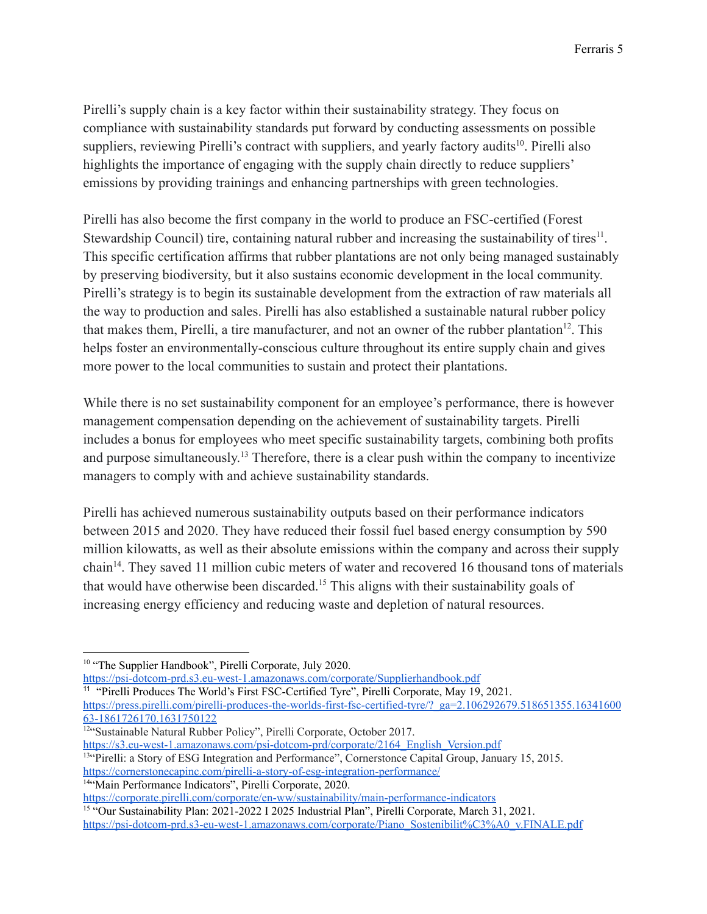Pirelli's supply chain is a key factor within their sustainability strategy. They focus on compliance with sustainability standards put forward by conducting assessments on possible suppliers, reviewing Pirelli's contract with suppliers, and yearly factory audits[10]. Pirelli also highlights the importance of engaging with the supply chain directly to reduce suppliers' emissions by providing trainings and enhancing partnerships with green technologies.

Pirelli has also become the first company in the world to produce an FSC-certified (Forest Stewardship Council) tire, containing natural rubber and increasing the sustainability of tires[11]. This specific certification affirms that rubber plantations are not only being managed sustainably by preserving biodiversity, but it also sustains economic development in the local community. Pirelli's strategy is to begin its sustainable development from the extraction of raw materials all the way to production and sales. Pirelli has also established a sustainable natural rubber policy that makes them, Pirelli, a tire manufacturer, and not an owner of the rubber plantation[12]. This helps foster an environmentally-conscious culture throughout its entire supply chain and gives more power to the local communities to sustain and protect their plantations.

While there is no set sustainability component for an employee's performance, there is however management compensation depending on the achievement of sustainability targets. Pirelli includes a bonus for employees who meet specific sustainability targets, combining both profits and purpose simultaneously.[13] Therefore, there is a clear push within the company to incentivize managers to comply with and achieve sustainability standards.

Pirelli has achieved numerous sustainability outputs based on their performance indicators between 2015 and 2020. They have reduced their fossil fuel based energy consumption by 590 million kilowatts, as well as their absolute emissions within the company and across their supply chain[14]. They saved 11 million cubic meters of water and recovered 16 thousand tons of materials that would have otherwise been discarded.[15] This aligns with their sustainability goals of increasing energy efficiency and reducing waste and depletion of natural resources.

---

[10] "The Supplier Handbook", Pirelli Corporate, July 2020. https://psi-dotcom-prd.s3-eu-west-1.amazonaws.com/corporate/Supplierhandbook.pdf

[11] "Pirelli Produces The World's First FSC-Certified Tyre", Pirelli Corporate, May 19, 2021. https://press.pirelli.com/pirelli-produces-the-worlds-first-fsc-certified-tyre/?_ga=2.106292679.518651355.1634160063-1861726170.1631750122

[12] "Sustainable Natural Rubber Policy", Pirelli Corporate, October 2017. https://s3.eu-west-1.amazonaws.com/psi-dotcom-prd/corporate/2164_English_Version.pdf

[13] "Pirelli: a Story of ESG Integration and Performance", Cornerstone Capital Group, January 15, 2015. https://cornerstonecapinc.com/pirelli-a-story-of-esg-integration-performance/

[14] "Main Performance Indicators", Pirelli Corporate, 2020. https://corporate.pirelli.com/corporate/en-ww/sustainability/main-performance-indicators

[15] "Our Sustainability Plan: 2021-2022 I 2025 Industrial Plan", Pirelli Corporate, March 31, 2021. https://psi-dotcom-prd.s3-eu-west-1.amazonaws.com/corporate/Piano_Sostenibilit%C3%A0_v.FINALE.pdf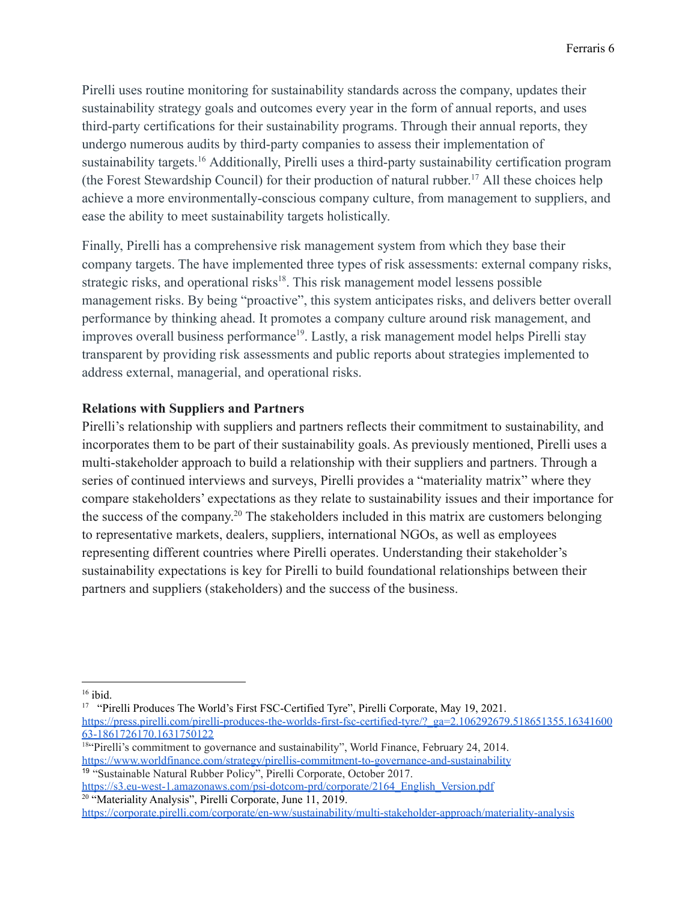Pirelli uses routine monitoring for sustainability standards across the company, updates their sustainability strategy goals and outcomes every year in the form of annual reports, and uses third-party certifications for their sustainability programs. Through their annual reports, they undergo numerous audits by third-party companies to assess their implementation of sustainability targets.[16] Additionally, Pirelli uses a third-party sustainability certification program (the Forest Stewardship Council) for their production of natural rubber.[17] All these choices help achieve a more environmentally-conscious company culture, from management to suppliers, and ease the ability to meet sustainability targets holistically.

Finally, Pirelli has a comprehensive risk management system from which they base their company targets. The have implemented three types of risk assessments: external company risks, strategic risks, and operational risks[18]. This risk management model lessens possible management risks. By being "proactive", this system anticipates risks, and delivers better overall performance by thinking ahead. It promotes a company culture around risk management, and improves overall business performance[19]. Lastly, a risk management model helps Pirelli stay transparent by providing risk assessments and public reports about strategies implemented to address external, managerial, and operational risks.

**Relations with Suppliers and Partners**

Pirelli's relationship with suppliers and partners reflects their commitment to sustainability, and incorporates them to be part of their sustainability goals. As previously mentioned, Pirelli uses a multi-stakeholder approach to build a relationship with their suppliers and partners. Through a series of continued interviews and surveys, Pirelli provides a "materiality matrix" where they compare stakeholders' expectations as they relate to sustainability issues and their importance for the success of the company.[20] The stakeholders included in this matrix are customers belonging to representative markets, dealers, suppliers, international NGOs, as well as employees representing different countries where Pirelli operates. Understanding their stakeholder's sustainability expectations is key for Pirelli to build foundational relationships between their partners and suppliers (stakeholders) and the success of the business.

---

[16] ibid.

[17] "Pirelli Produces The World's First FSC-Certified Tyre", Pirelli Corporate, May 19, 2021. https://press.pirelli.com/pirelli-produces-the-worlds-first-fsc-certified-tyre/?_ga=2.106292679.518651355.1634160063-1861726170.1631750122

[18] "Pirelli's commitment to governance and sustainability", World Finance, February 24, 2014. https://www.worldfinance.com/strategy/pirellis-commitment-to-governance-and-sustainability

[19] "Sustainable Natural Rubber Policy", Pirelli Corporate, October 2017. https://s3.eu-west-1.amazonaws.com/psi-dotcom-prd/corporate/2164_English_Version.pdf

[20] "Materiality Analysis", Pirelli Corporate, June 11, 2019. https://corporate.pirelli.com/corporate/en-ww/sustainability/multi-stakeholder-approach/materiality-analysis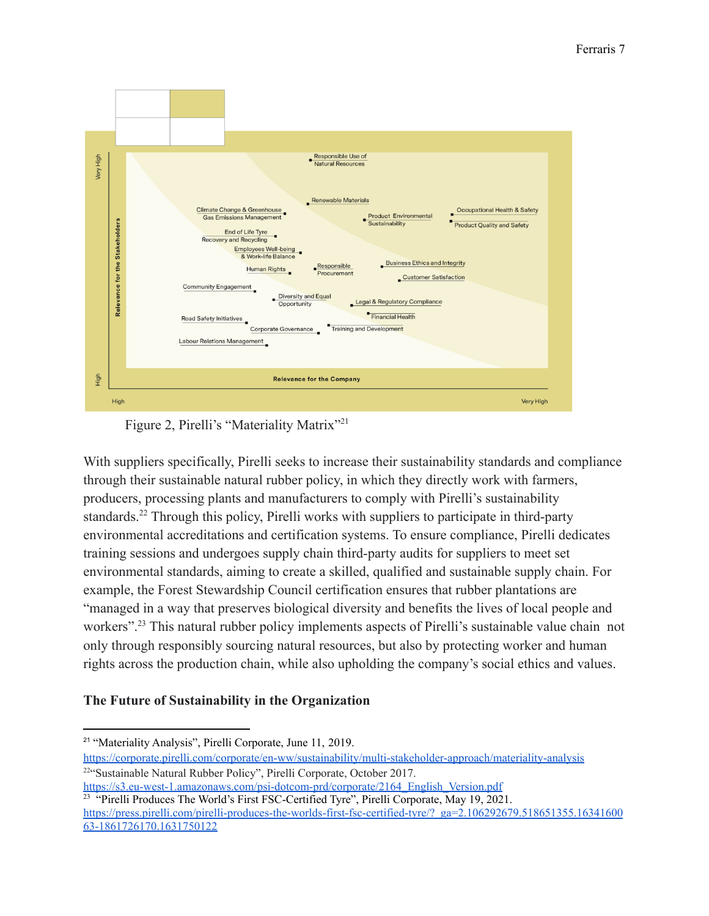Figure 2, Pirelli's "Materiality Matrix"[21]

With suppliers specifically, Pirelli seeks to increase their sustainability standards and compliance through their sustainable natural rubber policy, in which they directly work with farmers, producers, processing plants and manufacturers to comply with Pirelli's sustainability standards.[22] Through this policy, Pirelli works with suppliers to participate in third-party environmental accreditations and certification systems. To ensure compliance, Pirelli dedicates training sessions and undergoes supply chain third-party audits for suppliers to meet set environmental standards, aiming to create a skilled, qualified and sustainable supply chain. For example, the Forest Stewardship Council certification ensures that rubber plantations are "managed in a way that preserves biological diversity and benefits the lives of local people and workers".[23] This natural rubber policy implements aspects of Pirelli's sustainable value chain not only through responsibly sourcing natural resources, but also by protecting worker and human rights across the production chain, while also upholding the company's social ethics and values.

**The Future of Sustainability in the Organization**

---

[21] "Materiality Analysis", Pirelli Corporate, June 11, 2019. https://corporate.pirelli.com/corporate/en-ww/sustainability/multi-stakeholder-approach/materiality-analysis

[22] "Sustainable Natural Rubber Policy", Pirelli Corporate, October 2017. https://s3.eu-west-1.amazonaws.com/psi-dotcom-prd/corporate/2164_English_Version.pdf

[23] "Pirelli Produces The World's First FSC-Certified Tyre", Pirelli Corporate, May 19, 2021. https://press.pirelli.com/pirelli-produces-the-worlds-first-fsc-certified-tyre/?_ga=2.106292679.518651355.1634160063-1861726170.1631750122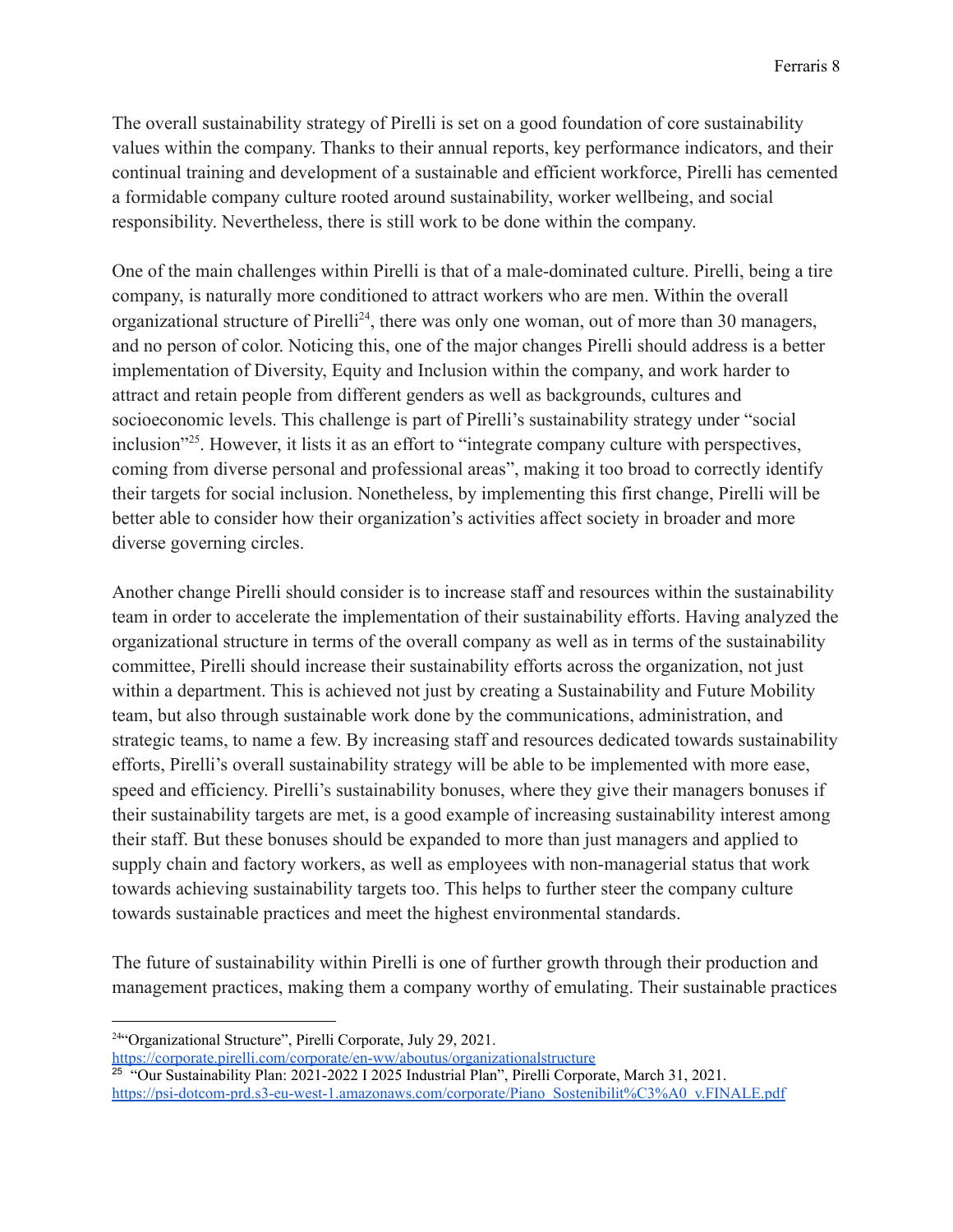The overall sustainability strategy of Pirelli is set on a good foundation of core sustainability values within the company. Thanks to their annual reports, key performance indicators, and their continual training and development of a sustainable and efficient workforce, Pirelli has cemented a formidable company culture rooted around sustainability, worker wellbeing, and social responsibility. Nevertheless, there is still work to be done within the company.

One of the main challenges within Pirelli is that of a male-dominated culture. Pirelli, being a tire company, is naturally more conditioned to attract workers who are men. Within the overall organizational structure of Pirelli[24], there was only one woman, out of more than 30 managers, and no person of color. Noticing this, one of the major changes Pirelli should address is a better implementation of Diversity, Equity and Inclusion within the company, and work harder to attract and retain people from different genders as well as backgrounds, cultures and socioeconomic levels. This challenge is part of Pirelli's sustainability strategy under "social inclusion"[25]. However, it lists it as an effort to "integrate company culture with perspectives, coming from diverse personal and professional areas", making it too broad to correctly identify their targets for social inclusion. Nonetheless, by implementing this first change, Pirelli will be better able to consider how their organization's activities affect society in broader and more diverse governing circles.

Another change Pirelli should consider is to increase staff and resources within the sustainability team in order to accelerate the implementation of their sustainability efforts. Having analyzed the organizational structure in terms of the overall company as well as in terms of the sustainability committee, Pirelli should increase their sustainability efforts across the organization, not just within a department. This is achieved not just by creating a Sustainability and Future Mobility team, but also through sustainable work done by the communications, administration, and strategic teams, to name a few. By increasing staff and resources dedicated towards sustainability efforts, Pirelli's overall sustainability strategy will be able to be implemented with more ease, speed and efficiency. Pirelli's sustainability bonuses, where they give their managers bonuses if their sustainability targets are met, is a good example of increasing sustainability interest among their staff. But these bonuses should be expanded to more than just managers and applied to supply chain and factory workers, as well as employees with non-managerial status that work towards achieving sustainability targets too. This helps to further steer the company culture towards sustainable practices and meet the highest environmental standards.

The future of sustainability within Pirelli is one of further growth through their production and management practices, making them a company worthy of emulating. Their sustainable practices

---

[24] "Organizational Structure", Pirelli Corporate, July 29, 2021. https://corporate.pirelli.com/corporate/en-ww/aboutus/organizationalstructure

[25] "Our Sustainability Plan: 2021-2022 I 2025 Industrial Plan", Pirelli Corporate, March 31, 2021. https://psi-dotcom-prd.s3-eu-west-1.amazonaws.com/corporate/Piano_Sostenibilit%C3%A0_v.FINALE.pdf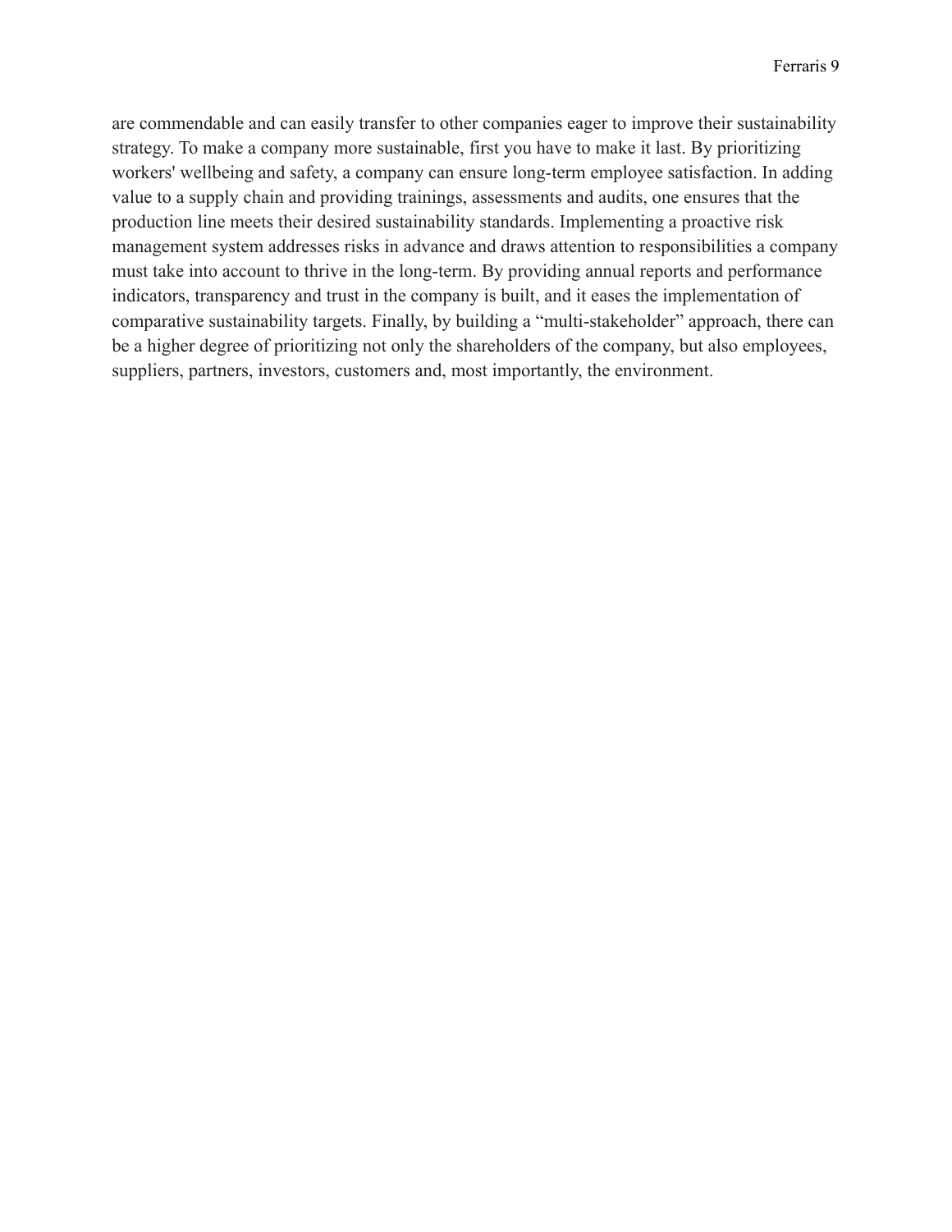are commendable and can easily transfer to other companies eager to improve their sustainability strategy. To make a company more sustainable, first you have to make it last. By prioritizing workers' wellbeing and safety, a company can ensure long-term employee satisfaction. In adding value to a supply chain and providing trainings, assessments and audits, one ensures that the production line meets their desired sustainability standards. Implementing a proactive risk management system addresses risks in advance and draws attention to responsibilities a company must take into account to thrive in the long-term. By providing annual reports and performance indicators, transparency and trust in the company is built, and it eases the implementation of comparative sustainability targets. Finally, by building a "multi-stakeholder" approach, there can be a higher degree of prioritizing not only the shareholders of the company, but also employees, suppliers, partners, investors, customers and, most importantly, the environment.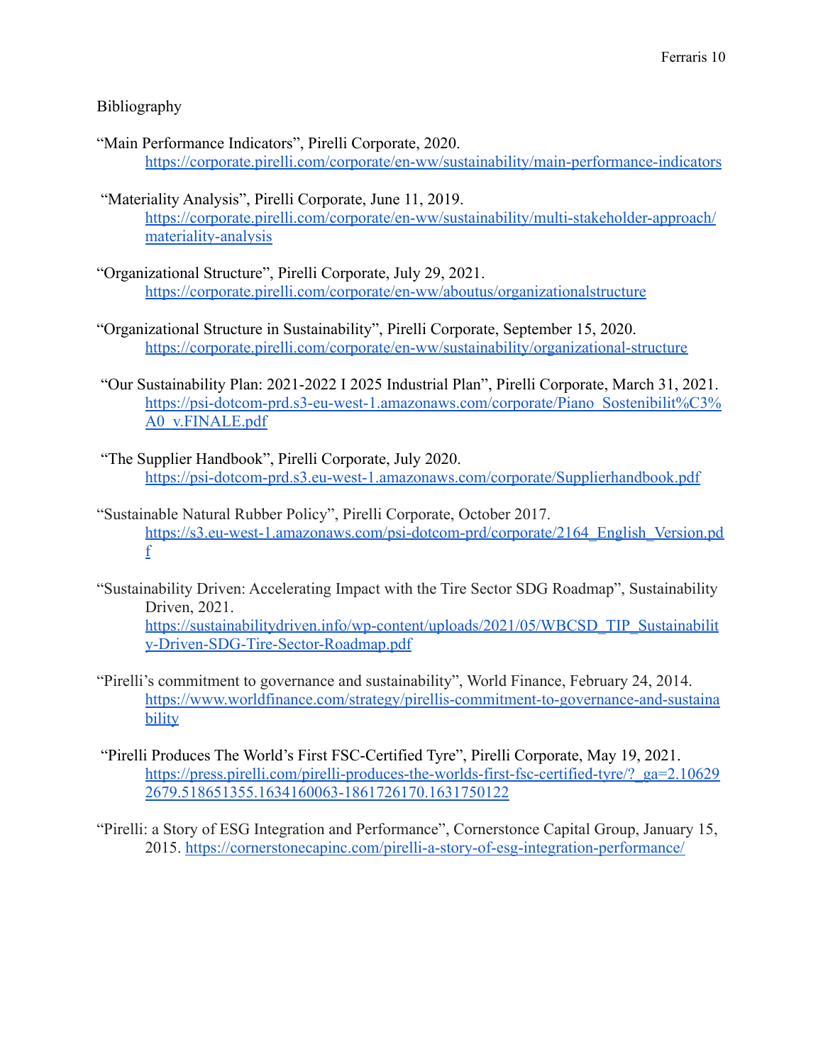Bibliography

“Main Performance Indicators”, Pirelli Corporate, 2020. https://corporate.pirelli.com/corporate/en-ww/sustainability/main-performance-indicators

“Materiality Analysis”, Pirelli Corporate, June 11, 2019. https://corporate.pirelli.com/corporate/en-ww/sustainability/multi-stakeholder-approach/materiality-analysis

“Organizational Structure”, Pirelli Corporate, July 29, 2021. https://corporate.pirelli.com/corporate/en-ww/aboutus/organizationalstructure

“Organizational Structure in Sustainability”, Pirelli Corporate, September 15, 2020. https://corporate.pirelli.com/corporate/en-ww/sustainability/organizational-structure

“Our Sustainability Plan: 2021-2022 I 2025 Industrial Plan”, Pirelli Corporate, March 31, 2021. https://psi-dotcom-prd.s3-eu-west-1.amazonaws.com/corporate/Piano_Sostenibilit%C3%A0_v.FINALE.pdf

“The Supplier Handbook”, Pirelli Corporate, July 2020. https://psi-dotcom-prd.s3.eu-west-1.amazonaws.com/corporate/Supplierhandbook.pdf

“Sustainable Natural Rubber Policy”, Pirelli Corporate, October 2017. https://s3.eu-west-1.amazonaws.com/psi-dotcom-prd/corporate/2164_English_Version.pdf

“Sustainability Driven: Accelerating Impact with the Tire Sector SDG Roadmap”, Sustainability Driven, 2021. https://sustainabilitydriven.info/wp-content/uploads/2021/05/WBCSD_TIP_Sustainability-Driven-SDG-Tire-Sector-Roadmap.pdf

“Pirelli’s commitment to governance and sustainability”, World Finance, February 24, 2014. https://www.worldfinance.com/strategy/pirellis-commitment-to-governance-and-sustainability

“Pirelli Produces The World’s First FSC-Certified Tyre”, Pirelli Corporate, May 19, 2021. https://press.pirelli.com/pirelli-produces-the-worlds-first-fsc-certified-tyre/?_ga=2.106292679.518651355.1634160063-1861726170.1631750122

“Pirelli: a Story of ESG Integration and Performance”, Cornerstone Capital Group, January 15, 2015. https://cornerstonecapinc.com/pirelli-a-story-of-esg-integration-performance/